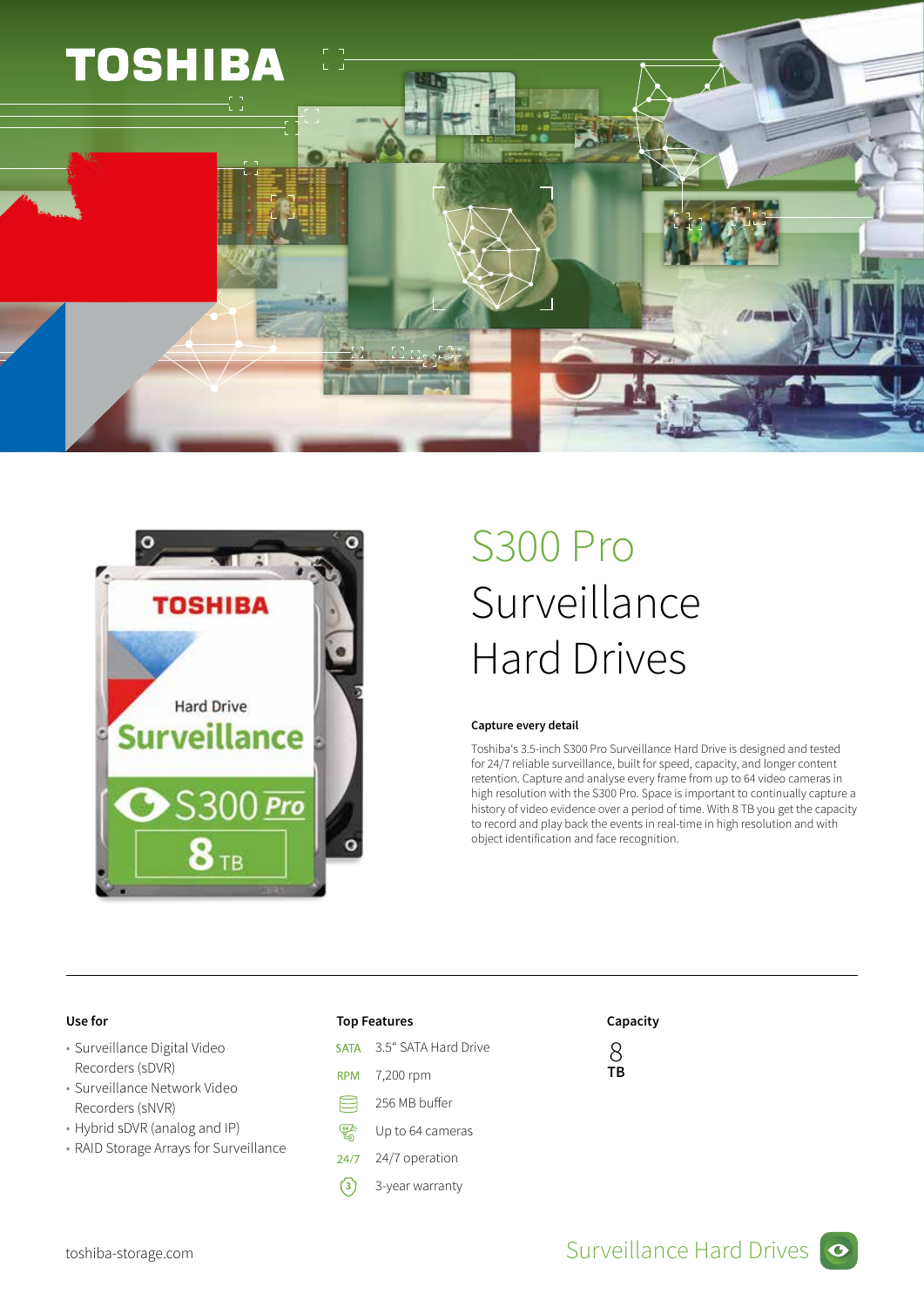# S300 Pro Surveillance Hard Drives

### Capture every detail

Toshiba's 3.5-inch S300 Pro Surveillance Hard Drive is designed and tested for 24/7 reliable surveillance, built for speed, capacity, and longer content retention. Capture and analyse every frame from up to 64 video cameras in high resolution with the S300 Pro. Space is important to continually capture a history of video evidence over a period of time. With 8 TB you get the capacity to record and play back the events in real-time in high resolution and with object identification and face recognition.

### Use for

- Surveillance Digital Video Recorders (sDVR)
- Surveillance Network Video Recorders (sNVR)
- Hybrid sDVR (analog and IP)
- RAID Storage Arrays for Surveillance

### Top Features

- SATA 3.5" SATA Hard Drive
- RPM 7,200 rpm
- 256 MB buffer
- Up to 64 cameras
- 24/7 24/7 operation
- 3-year warranty

### Capacity

8 TB

toshiba-storage.com

Surveillance Hard Drives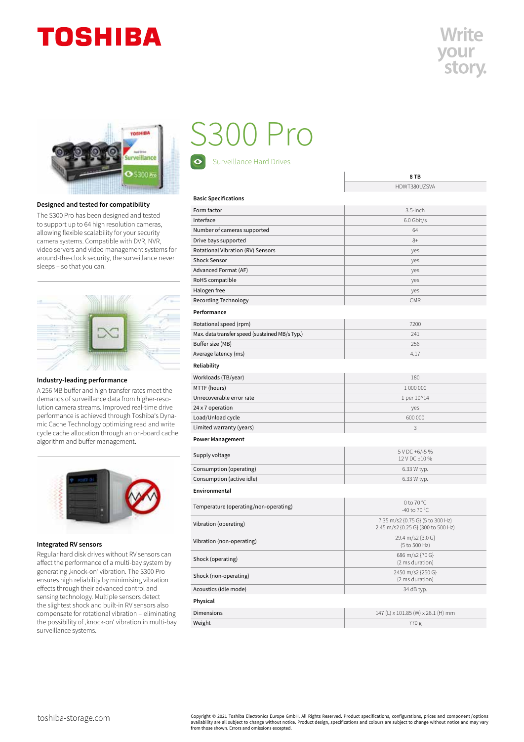# TOSHIBA

Write your story.

### Designed and tested for compatibility

The S300 Pro has been designed and tested to support up to 64 high resolution cameras, allowing flexible scalability for your security camera systems. Compatible with DVR, NVR, video servers and video management systems for around-the-clock security, the surveillance never sleeps – so that you can.

### Industry-leading performance

A 256 MB buffer and high transfer rates meet the demands of surveillance data from higher-resolution camera streams. Improved real-time drive performance is achieved through Toshiba's Dynamic Cache Technology optimizing read and write cycle cache allocation through an on-board cache algorithm and buffer management.

### Integrated RV sensors

Regular hard disk drives without RV sensors can affect the performance of a multi-bay system by generating ‚knock-on' vibration. The S300 Pro ensures high reliability by minimising vibration effects through their advanced control and sensing technology. Multiple sensors detect the slightest shock and built-in RV sensors also compensate for rotational vibration – eliminating the possibility of ‚knock-on' vibration in multi-bay surveillance systems.

# S300 Pro

Surveillance Hard Drives

| | 8 TB |
|---|---|
| | HDWT380UZSVA |
| **Basic Specifications** | |
| Form factor | 3.5-inch |
| Interface | 6.0 Gbit/s |
| Number of cameras supported | 64 |
| Drive bays supported | 8+ |
| Rotational Vibration (RV) Sensors | yes |
| Shock Sensor | yes |
| Advanced Format (AF) | yes |
| RoHS compatible | yes |
| Halogen free | yes |
| Recording Technology | CMR |
| **Performance** | |
| Rotational speed (rpm) | 7200 |
| Max. data transfer speed (sustained MB/s Typ.) | 241 |
| Buffer size (MB) | 256 |
| Average latency (ms) | 4.17 |
| **Reliability** | |
| Workloads (TB/year) | 180 |
| MTTF (hours) | 1 000 000 |
| Unrecoverable error rate | 1 per 10^14 |
| 24 x 7 operation | yes |
| Load/Unload cycle | 600 000 |
| Limited warranty (years) | 3 |
| **Power Management** | |
| Supply voltage | 5 V DC +6/-5 %<br>12 V DC ±10 % |
| Consumption (operating) | 6.33 W typ. |
| Consumption (active idle) | 6.33 W typ. |
| **Environmental** | |
| Temperature (operating/non-operating) | 0 to 70 °C<br>-40 to 70 °C |
| Vibration (operating) | 7.35 m/s2 {0.75 G} (5 to 300 Hz)<br>2.45 m/s2 {0.25 G} (300 to 500 Hz) |
| Vibration (non-operating) | 29.4 m/s2 {3.0 G}<br>(5 to 500 Hz) |
| Shock (operating) | 686 m/s2 {70 G}<br>(2 ms duration) |
| Shock (non-operating) | 2450 m/s2 {250 G}<br>(2 ms duration) |
| Acoustics (idle mode) | 34 dB typ. |
| **Physical** | |
| Dimensions | 147 (L) x 101.85 (W) x 26.1 (H) mm |
| Weight | 770 g |

toshiba-storage.com

Copyright © 2021 Toshiba Electronics Europe GmbH. All Rights Reserved. Product specifications, configurations, prices and component/options availability are all subject to change without notice. Product design, specifications and colours are subject to change without notice and may vary from those shown. Errors and omissions excepted.